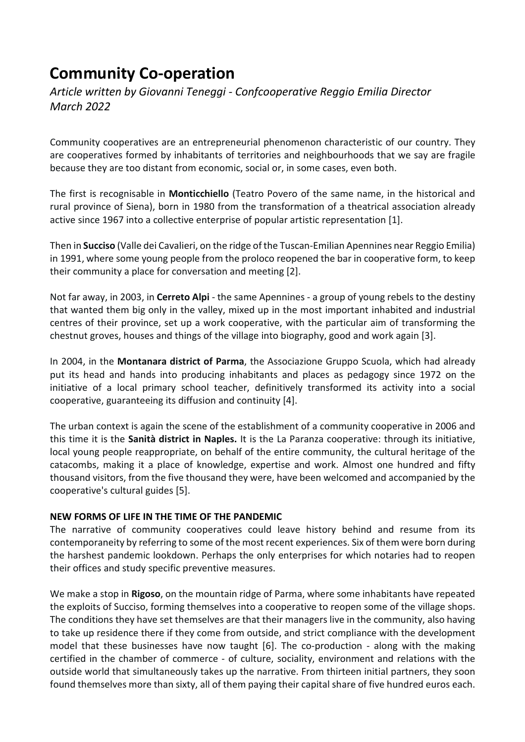# Community Co-operation

*Article written by Giovanni Teneggi - Confcooperative Reggio Emilia Director*
*March 2022*

Community cooperatives are an entrepreneurial phenomenon characteristic of our country. They are cooperatives formed by inhabitants of territories and neighbourhoods that we say are fragile because they are too distant from economic, social or, in some cases, even both.

The first is recognisable in **Monticchiello** (Teatro Povero of the same name, in the historical and rural province of Siena), born in 1980 from the transformation of a theatrical association already active since 1967 into a collective enterprise of popular artistic representation [1].

Then in **Succiso** (Valle dei Cavalieri, on the ridge of the Tuscan-Emilian Apennines near Reggio Emilia) in 1991, where some young people from the proloco reopened the bar in cooperative form, to keep their community a place for conversation and meeting [2].

Not far away, in 2003, in **Cerreto Alpi** - the same Apennines - a group of young rebels to the destiny that wanted them big only in the valley, mixed up in the most important inhabited and industrial centres of their province, set up a work cooperative, with the particular aim of transforming the chestnut groves, houses and things of the village into biography, good and work again [3].

In 2004, in the **Montanara district of Parma**, the Associazione Gruppo Scuola, which had already put its head and hands into producing inhabitants and places as pedagogy since 1972 on the initiative of a local primary school teacher, definitively transformed its activity into a social cooperative, guaranteeing its diffusion and continuity [4].

The urban context is again the scene of the establishment of a community cooperative in 2006 and this time it is the **Sanità district in Naples.** It is the La Paranza cooperative: through its initiative, local young people reappropriate, on behalf of the entire community, the cultural heritage of the catacombs, making it a place of knowledge, expertise and work. Almost one hundred and fifty thousand visitors, from the five thousand they were, have been welcomed and accompanied by the cooperative's cultural guides [5].

**NEW FORMS OF LIFE IN THE TIME OF THE PANDEMIC**

The narrative of community cooperatives could leave history behind and resume from its contemporaneity by referring to some of the most recent experiences. Six of them were born during the harshest pandemic lookdown. Perhaps the only enterprises for which notaries had to reopen their offices and study specific preventive measures.

We make a stop in **Rigoso**, on the mountain ridge of Parma, where some inhabitants have repeated the exploits of Succiso, forming themselves into a cooperative to reopen some of the village shops. The conditions they have set themselves are that their managers live in the community, also having to take up residence there if they come from outside, and strict compliance with the development model that these businesses have now taught [6]. The co-production - along with the making certified in the chamber of commerce - of culture, sociality, environment and relations with the outside world that simultaneously takes up the narrative. From thirteen initial partners, they soon found themselves more than sixty, all of them paying their capital share of five hundred euros each.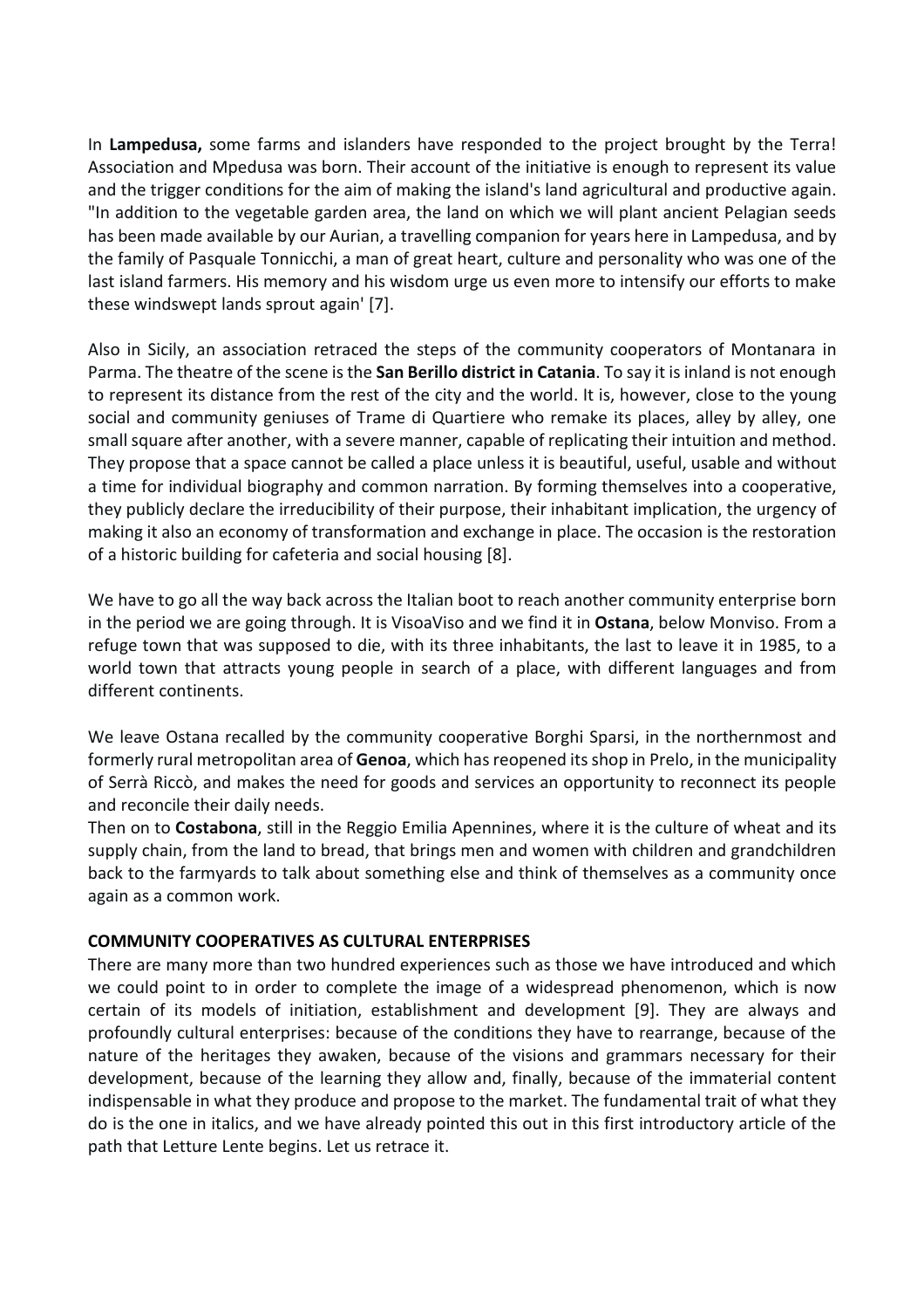In **Lampedusa,** some farms and islanders have responded to the project brought by the Terra! Association and Mpedusa was born. Their account of the initiative is enough to represent its value and the trigger conditions for the aim of making the island's land agricultural and productive again. "In addition to the vegetable garden area, the land on which we will plant ancient Pelagian seeds has been made available by our Aurian, a travelling companion for years here in Lampedusa, and by the family of Pasquale Tonnicchi, a man of great heart, culture and personality who was one of the last island farmers. His memory and his wisdom urge us even more to intensify our efforts to make these windswept lands sprout again' [7].

Also in Sicily, an association retraced the steps of the community cooperators of Montanara in Parma. The theatre of the scene is the **San Berillo district in Catania**. To say it is inland is not enough to represent its distance from the rest of the city and the world. It is, however, close to the young social and community geniuses of Trame di Quartiere who remake its places, alley by alley, one small square after another, with a severe manner, capable of replicating their intuition and method. They propose that a space cannot be called a place unless it is beautiful, useful, usable and without a time for individual biography and common narration. By forming themselves into a cooperative, they publicly declare the irreducibility of their purpose, their inhabitant implication, the urgency of making it also an economy of transformation and exchange in place. The occasion is the restoration of a historic building for cafeteria and social housing [8].

We have to go all the way back across the Italian boot to reach another community enterprise born in the period we are going through. It is VisoaViso and we find it in **Ostana**, below Monviso. From a refuge town that was supposed to die, with its three inhabitants, the last to leave it in 1985, to a world town that attracts young people in search of a place, with different languages and from different continents.

We leave Ostana recalled by the community cooperative Borghi Sparsi, in the northernmost and formerly rural metropolitan area of **Genoa**, which has reopened its shop in Prelo, in the municipality of Serrà Riccò, and makes the need for goods and services an opportunity to reconnect its people and reconcile their daily needs.

Then on to **Costabona**, still in the Reggio Emilia Apennines, where it is the culture of wheat and its supply chain, from the land to bread, that brings men and women with children and grandchildren back to the farmyards to talk about something else and think of themselves as a community once again as a common work.

**COMMUNITY COOPERATIVES AS CULTURAL ENTERPRISES**

There are many more than two hundred experiences such as those we have introduced and which we could point to in order to complete the image of a widespread phenomenon, which is now certain of its models of initiation, establishment and development [9]. They are always and profoundly cultural enterprises: because of the conditions they have to rearrange, because of the nature of the heritages they awaken, because of the visions and grammars necessary for their development, because of the learning they allow and, finally, because of the immaterial content indispensable in what they produce and propose to the market. The fundamental trait of what they do is the one in italics, and we have already pointed this out in this first introductory article of the path that Letture Lente begins. Let us retrace it.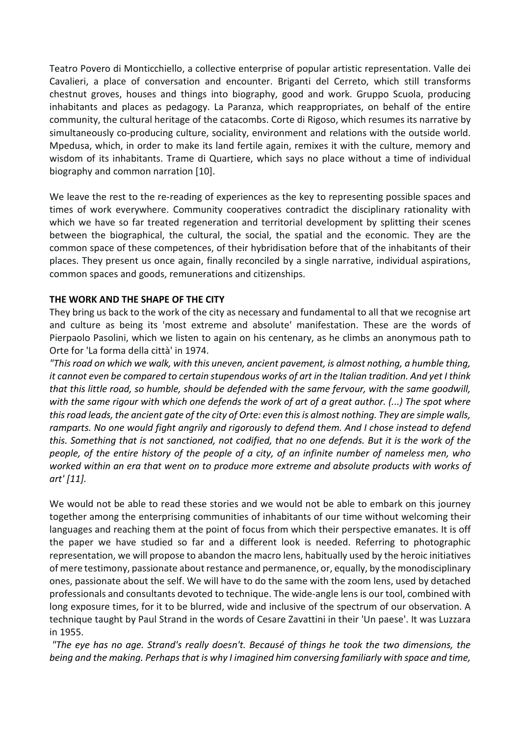Teatro Povero di Monticchiello, a collective enterprise of popular artistic representation. Valle dei Cavalieri, a place of conversation and encounter. Briganti del Cerreto, which still transforms chestnut groves, houses and things into biography, good and work. Gruppo Scuola, producing inhabitants and places as pedagogy. La Paranza, which reappropriates, on behalf of the entire community, the cultural heritage of the catacombs. Corte di Rigoso, which resumes its narrative by simultaneously co-producing culture, sociality, environment and relations with the outside world. Mpedusa, which, in order to make its land fertile again, remixes it with the culture, memory and wisdom of its inhabitants. Trame di Quartiere, which says no place without a time of individual biography and common narration [10].

We leave the rest to the re-reading of experiences as the key to representing possible spaces and times of work everywhere. Community cooperatives contradict the disciplinary rationality with which we have so far treated regeneration and territorial development by splitting their scenes between the biographical, the cultural, the social, the spatial and the economic. They are the common space of these competences, of their hybridisation before that of the inhabitants of their places. They present us once again, finally reconciled by a single narrative, individual aspirations, common spaces and goods, remunerations and citizenships.

**THE WORK AND THE SHAPE OF THE CITY**

They bring us back to the work of the city as necessary and fundamental to all that we recognise art and culture as being its 'most extreme and absolute' manifestation. These are the words of Pierpaolo Pasolini, which we listen to again on his centenary, as he climbs an anonymous path to Orte for 'La forma della città' in 1974.

*"This road on which we walk, with this uneven, ancient pavement, is almost nothing, a humble thing, it cannot even be compared to certain stupendous works of art in the Italian tradition. And yet I think that this little road, so humble, should be defended with the same fervour, with the same goodwill, with the same rigour with which one defends the work of art of a great author. (...) The spot where this road leads, the ancient gate of the city of Orte: even this is almost nothing. They are simple walls, ramparts. No one would fight angrily and rigorously to defend them. And I chose instead to defend this. Something that is not sanctioned, not codified, that no one defends. But it is the work of the people, of the entire history of the people of a city, of an infinite number of nameless men, who worked within an era that went on to produce more extreme and absolute products with works of art' [11].*

We would not be able to read these stories and we would not be able to embark on this journey together among the enterprising communities of inhabitants of our time without welcoming their languages and reaching them at the point of focus from which their perspective emanates. It is off the paper we have studied so far and a different look is needed. Referring to photographic representation, we will propose to abandon the macro lens, habitually used by the heroic initiatives of mere testimony, passionate about restance and permanence, or, equally, by the monodisciplinary ones, passionate about the self. We will have to do the same with the zoom lens, used by detached professionals and consultants devoted to technique. The wide-angle lens is our tool, combined with long exposure times, for it to be blurred, wide and inclusive of the spectrum of our observation. A technique taught by Paul Strand in the words of Cesare Zavattini in their 'Un paese'. It was Luzzara in 1955.

*"The eye has no age. Strand's really doesn't. Becausé of things he took the two dimensions, the being and the making. Perhaps that is why I imagined him conversing familiarly with space and time,*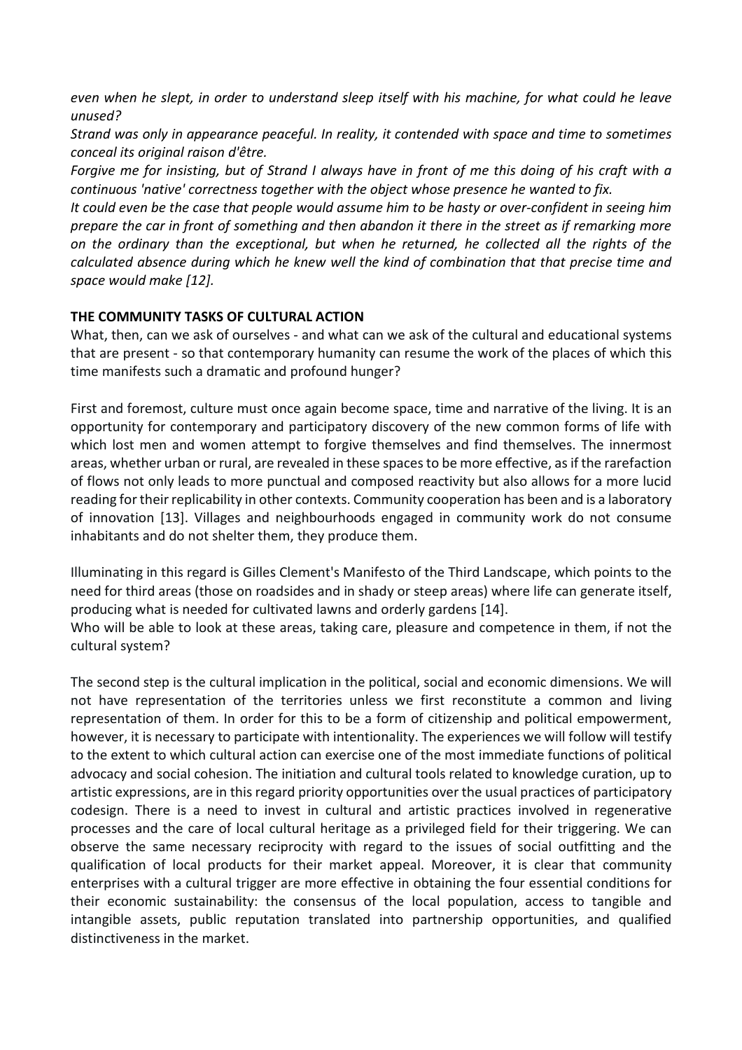*even when he slept, in order to understand sleep itself with his machine, for what could he leave unused?*

*Strand was only in appearance peaceful. In reality, it contended with space and time to sometimes conceal its original raison d'être.*

*Forgive me for insisting, but of Strand I always have in front of me this doing of his craft with a continuous 'native' correctness together with the object whose presence he wanted to fix.*

*It could even be the case that people would assume him to be hasty or over-confident in seeing him prepare the car in front of something and then abandon it there in the street as if remarking more on the ordinary than the exceptional, but when he returned, he collected all the rights of the calculated absence during which he knew well the kind of combination that that precise time and space would make [12].*

## THE COMMUNITY TASKS OF CULTURAL ACTION

What, then, can we ask of ourselves - and what can we ask of the cultural and educational systems that are present - so that contemporary humanity can resume the work of the places of which this time manifests such a dramatic and profound hunger?

First and foremost, culture must once again become space, time and narrative of the living. It is an opportunity for contemporary and participatory discovery of the new common forms of life with which lost men and women attempt to forgive themselves and find themselves. The innermost areas, whether urban or rural, are revealed in these spaces to be more effective, as if the rarefaction of flows not only leads to more punctual and composed reactivity but also allows for a more lucid reading for their replicability in other contexts. Community cooperation has been and is a laboratory of innovation [13]. Villages and neighbourhoods engaged in community work do not consume inhabitants and do not shelter them, they produce them.

Illuminating in this regard is Gilles Clement's Manifesto of the Third Landscape, which points to the need for third areas (those on roadsides and in shady or steep areas) where life can generate itself, producing what is needed for cultivated lawns and orderly gardens [14].

Who will be able to look at these areas, taking care, pleasure and competence in them, if not the cultural system?

The second step is the cultural implication in the political, social and economic dimensions. We will not have representation of the territories unless we first reconstitute a common and living representation of them. In order for this to be a form of citizenship and political empowerment, however, it is necessary to participate with intentionality. The experiences we will follow will testify to the extent to which cultural action can exercise one of the most immediate functions of political advocacy and social cohesion. The initiation and cultural tools related to knowledge curation, up to artistic expressions, are in this regard priority opportunities over the usual practices of participatory codesign. There is a need to invest in cultural and artistic practices involved in regenerative processes and the care of local cultural heritage as a privileged field for their triggering. We can observe the same necessary reciprocity with regard to the issues of social outfitting and the qualification of local products for their market appeal. Moreover, it is clear that community enterprises with a cultural trigger are more effective in obtaining the four essential conditions for their economic sustainability: the consensus of the local population, access to tangible and intangible assets, public reputation translated into partnership opportunities, and qualified distinctiveness in the market.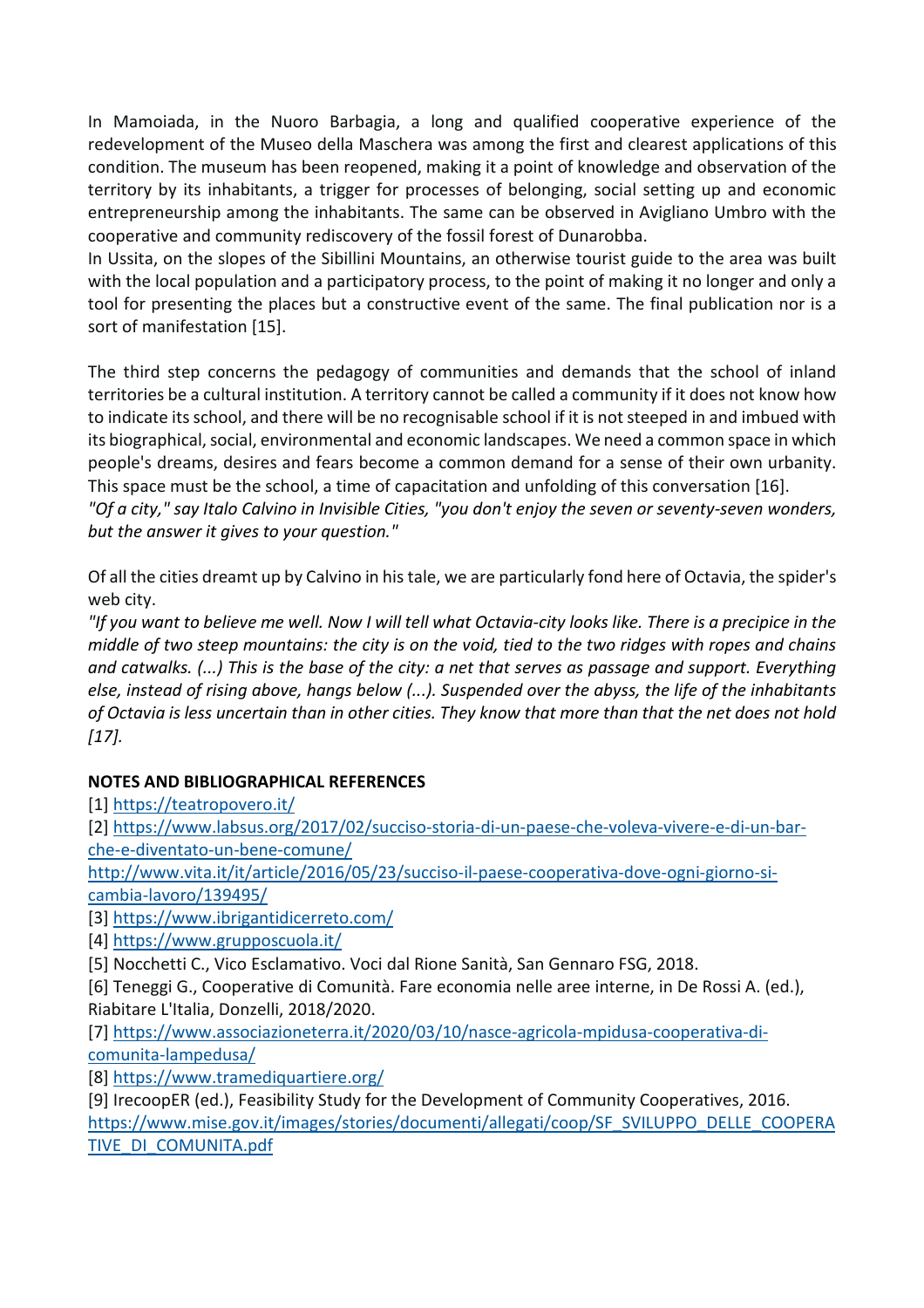In Mamoiada, in the Nuoro Barbagia, a long and qualified cooperative experience of the redevelopment of the Museo della Maschera was among the first and clearest applications of this condition. The museum has been reopened, making it a point of knowledge and observation of the territory by its inhabitants, a trigger for processes of belonging, social setting up and economic entrepreneurship among the inhabitants. The same can be observed in Avigliano Umbro with the cooperative and community rediscovery of the fossil forest of Dunarobba.

In Ussita, on the slopes of the Sibillini Mountains, an otherwise tourist guide to the area was built with the local population and a participatory process, to the point of making it no longer and only a tool for presenting the places but a constructive event of the same. The final publication nor is a sort of manifestation [15].

The third step concerns the pedagogy of communities and demands that the school of inland territories be a cultural institution. A territory cannot be called a community if it does not know how to indicate its school, and there will be no recognisable school if it is not steeped in and imbued with its biographical, social, environmental and economic landscapes. We need a common space in which people's dreams, desires and fears become a common demand for a sense of their own urbanity. This space must be the school, a time of capacitation and unfolding of this conversation [16].

*"Of a city," say Italo Calvino in Invisible Cities, "you don't enjoy the seven or seventy-seven wonders, but the answer it gives to your question."*

Of all the cities dreamt up by Calvino in his tale, we are particularly fond here of Octavia, the spider's web city.

*"If you want to believe me well. Now I will tell what Octavia-city looks like. There is a precipice in the middle of two steep mountains: the city is on the void, tied to the two ridges with ropes and chains and catwalks. (...) This is the base of the city: a net that serves as passage and support. Everything else, instead of rising above, hangs below (...). Suspended over the abyss, the life of the inhabitants of Octavia is less uncertain than in other cities. They know that more than that the net does not hold [17].*

**NOTES AND BIBLIOGRAPHICAL REFERENCES**

[1] https://teatropovero.it/

[2] https://www.labsus.org/2017/02/succiso-storia-di-un-paese-che-voleva-vivere-e-di-un-bar-che-e-diventato-un-bene-comune/
http://www.vita.it/it/article/2016/05/23/succiso-il-paese-cooperativa-dove-ogni-giorno-si-cambia-lavoro/139495/

[3] https://www.ibrigantidicerreto.com/

[4] https://www.grupposcuola.it/

[5] Nocchetti C., Vico Esclamativo. Voci dal Rione Sanità, San Gennaro FSG, 2018.

[6] Teneggi G., Cooperative di Comunità. Fare economia nelle aree interne, in De Rossi A. (ed.), Riabitare L'Italia, Donzelli, 2018/2020.

[7] https://www.associazioneterra.it/2020/03/10/nasce-agricola-mpidusa-cooperativa-di-comunita-lampedusa/

[8] https://www.tramediquartiere.org/

[9] IrecoopER (ed.), Feasibility Study for the Development of Community Cooperatives, 2016.
https://www.mise.gov.it/images/stories/documenti/allegati/coop/SF_SVILUPPO_DELLE_COOPERATIVE_DI_COMUNITA.pdf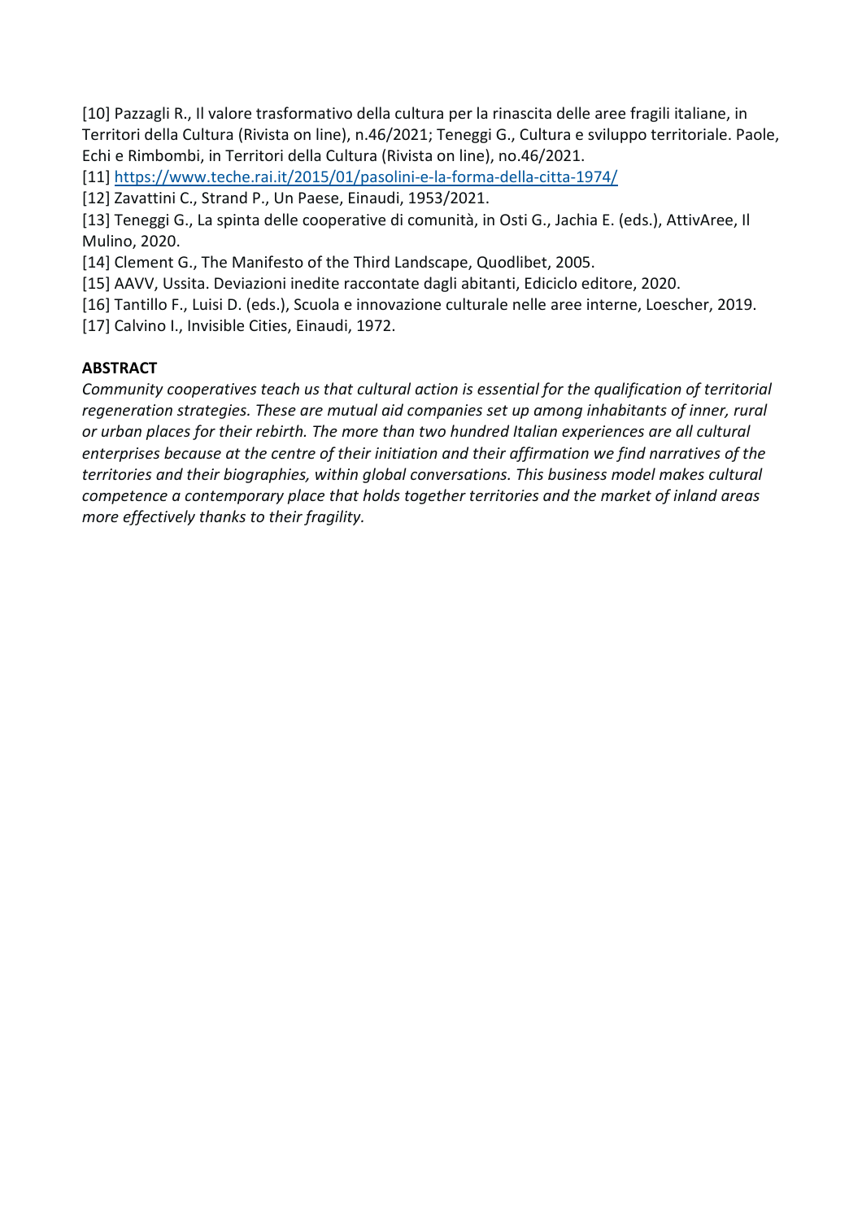[10] Pazzagli R., Il valore trasformativo della cultura per la rinascita delle aree fragili italiane, in Territori della Cultura (Rivista on line), n.46/2021; Teneggi G., Cultura e sviluppo territoriale. Paole, Echi e Rimbombi, in Territori della Cultura (Rivista on line), no.46/2021.

[11] https://www.teche.rai.it/2015/01/pasolini-e-la-forma-della-citta-1974/

[12] Zavattini C., Strand P., Un Paese, Einaudi, 1953/2021.

[13] Teneggi G., La spinta delle cooperative di comunità, in Osti G., Jachia E. (eds.), AttivAree, Il Mulino, 2020.

[14] Clement G., The Manifesto of the Third Landscape, Quodlibet, 2005.

[15] AAVV, Ussita. Deviazioni inedite raccontate dagli abitanti, Ediciclo editore, 2020.

[16] Tantillo F., Luisi D. (eds.), Scuola e innovazione culturale nelle aree interne, Loescher, 2019.

[17] Calvino I., Invisible Cities, Einaudi, 1972.

**ABSTRACT**

*Community cooperatives teach us that cultural action is essential for the qualification of territorial regeneration strategies. These are mutual aid companies set up among inhabitants of inner, rural or urban places for their rebirth. The more than two hundred Italian experiences are all cultural enterprises because at the centre of their initiation and their affirmation we find narratives of the territories and their biographies, within global conversations. This business model makes cultural competence a contemporary place that holds together territories and the market of inland areas more effectively thanks to their fragility.*